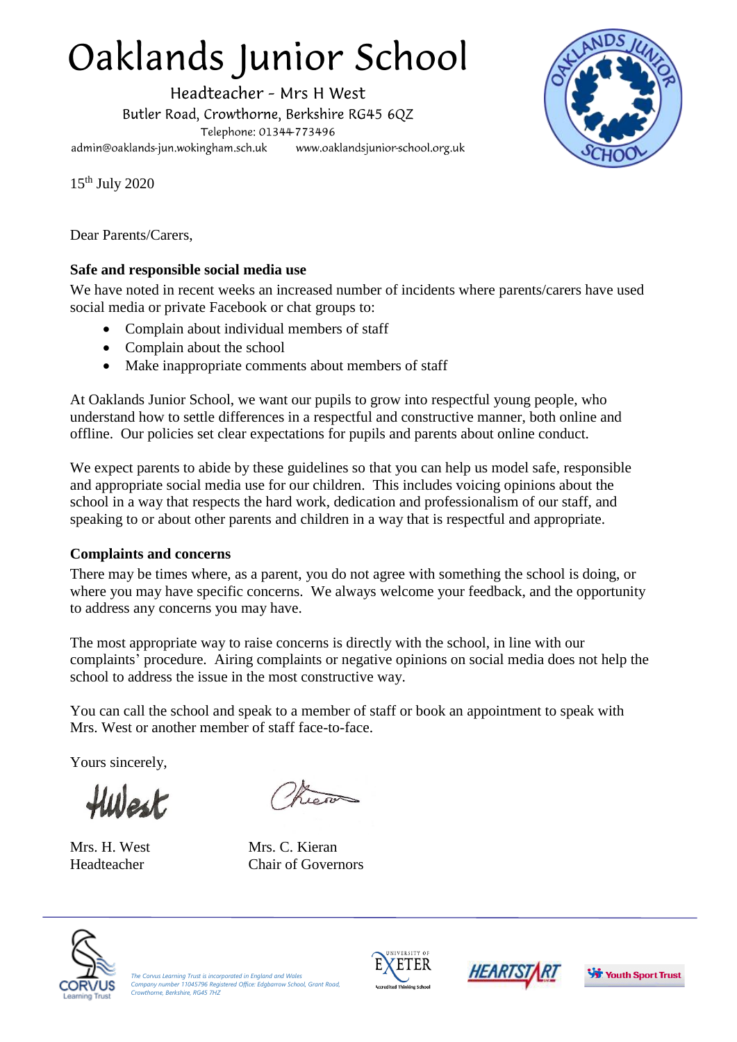# Oaklands Junior School

Headteacher - Mrs H West

Butler Road, Crowthorne, Berkshire RG45 6QZ

Telephone: 01344 773496

admin@oaklands-jun.wokingham.sch.uk www.oaklandsjunior-school.org.uk

15th July 2020

Dear Parents/Carers,

**Safe and responsible social media use**

We have noted in recent weeks an increased number of incidents where parents/carers have used social media or private Facebook or chat groups to:

- Complain about individual members of staff
- Complain about the school
- Make inappropriate comments about members of staff

At Oaklands Junior School, we want our pupils to grow into respectful young people, who understand how to settle differences in a respectful and constructive manner, both online and offline. Our policies set clear expectations for pupils and parents about online conduct.

We expect parents to abide by these guidelines so that you can help us model safe, responsible and appropriate social media use for our children. This includes voicing opinions about the school in a way that respects the hard work, dedication and professionalism of our staff, and speaking to or about other parents and children in a way that is respectful and appropriate.

**Complaints and concerns**

There may be times where, as a parent, you do not agree with something the school is doing, or where you may have specific concerns. We always welcome your feedback, and the opportunity to address any concerns you may have.

The most appropriate way to raise concerns is directly with the school, in line with our complaints' procedure. Airing complaints or negative opinions on social media does not help the school to address the issue in the most constructive way.

You can call the school and speak to a member of staff or book an appointment to speak with Mrs. West or another member of staff face-to-face.

Yours sincerely,

Mrs. H. West
Headteacher

Mrs. C. Kieran
Chair of Governors

*The Corvus Learning Trust is incorporated in England and Wales Company number 11045796 Registered Office: Edgbarrow School, Grant Road, Crowthorne, Berkshire, RG45 7HZ*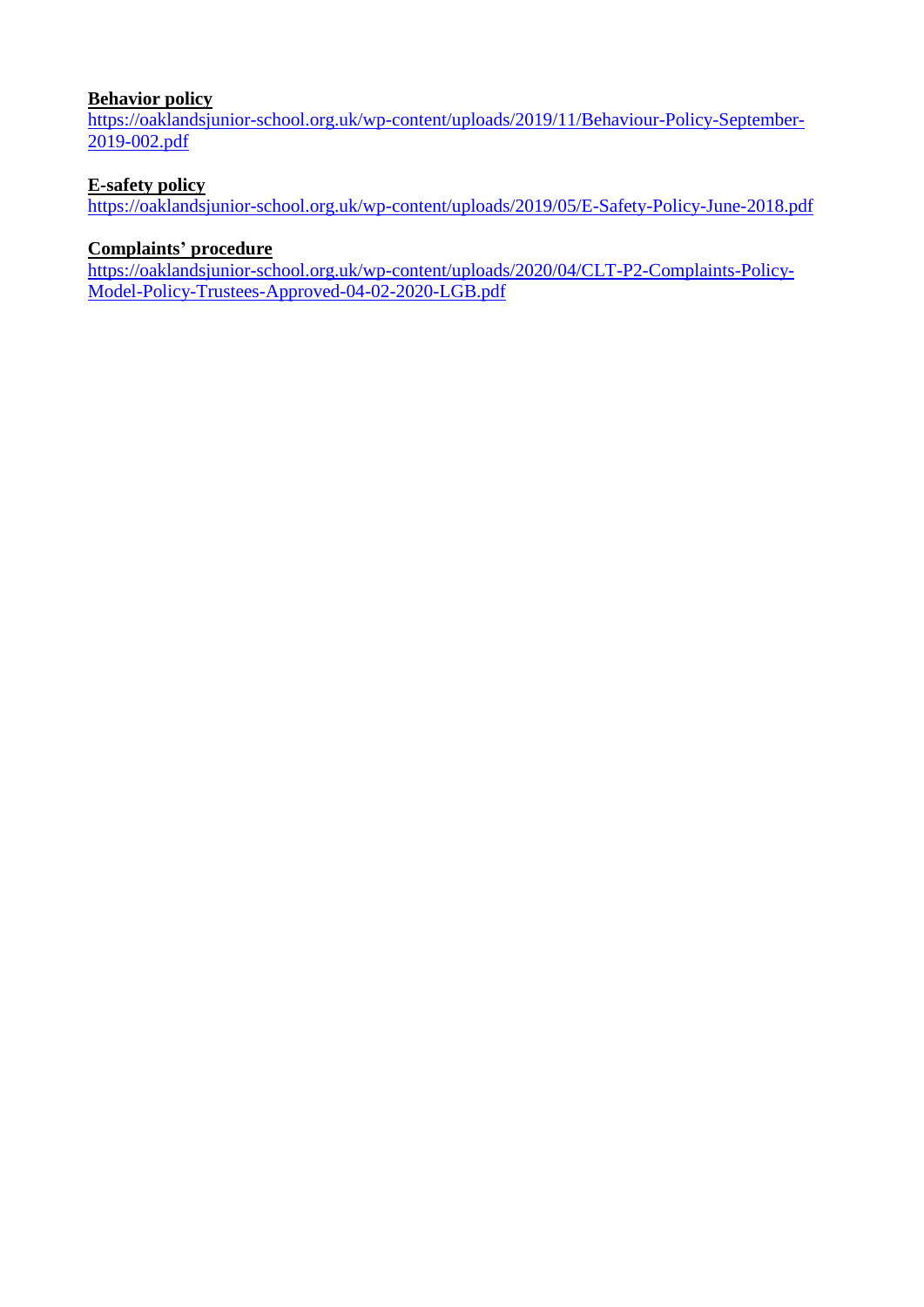**Behavior policy**

https://oaklandsjunior-school.org.uk/wp-content/uploads/2019/11/Behaviour-Policy-September-2019-002.pdf

**E-safety policy**

https://oaklandsjunior-school.org.uk/wp-content/uploads/2019/05/E-Safety-Policy-June-2018.pdf

**Complaints' procedure**

https://oaklandsjunior-school.org.uk/wp-content/uploads/2020/04/CLT-P2-Complaints-Policy-Model-Policy-Trustees-Approved-04-02-2020-LGB.pdf